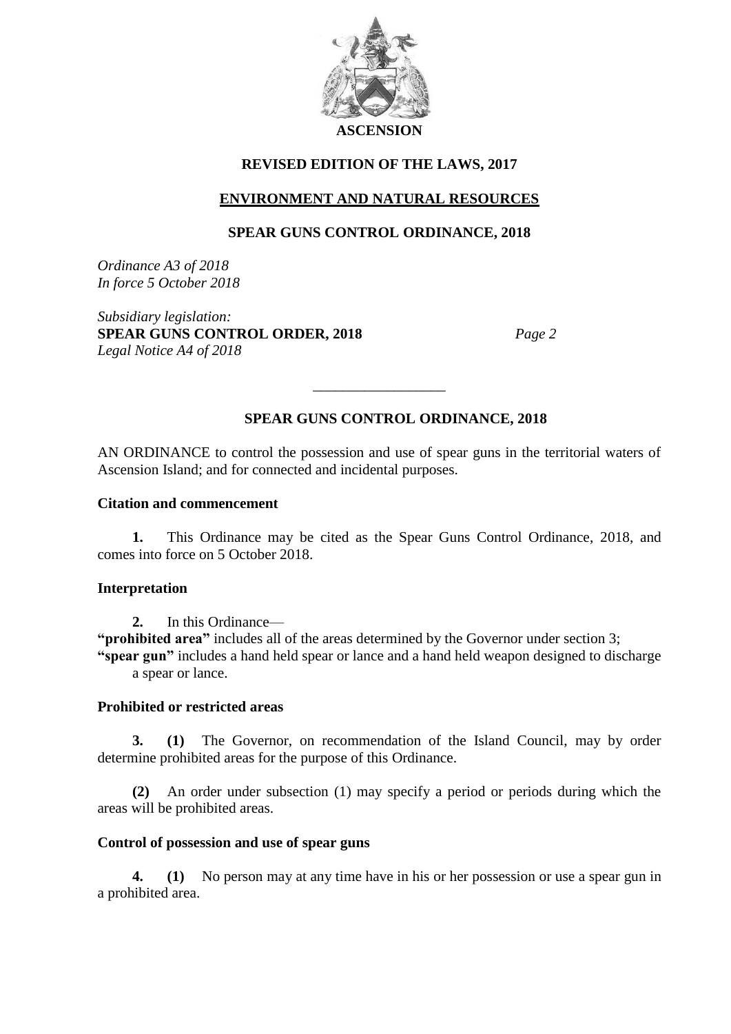**ASCENSION**

**REVISED EDITION OF THE LAWS, 2017**

**ENVIRONMENT AND NATURAL RESOURCES**

**SPEAR GUNS CONTROL ORDINANCE, 2018**

*Ordinance A3 of 2018*
*In force 5 October 2018*

*Subsidiary legislation:*
**SPEAR GUNS CONTROL ORDER, 2018** *Page 2*
*Legal Notice A4 of 2018*

---

## SPEAR GUNS CONTROL ORDINANCE, 2018

AN ORDINANCE to control the possession and use of spear guns in the territorial waters of Ascension Island; and for connected and incidental purposes.

### Citation and commencement

**1.** This Ordinance may be cited as the Spear Guns Control Ordinance, 2018, and comes into force on 5 October 2018.

### Interpretation

**2.** In this Ordinance—

**"prohibited area"** includes all of the areas determined by the Governor under section 3;

**"spear gun"** includes a hand held spear or lance and a hand held weapon designed to discharge a spear or lance.

### Prohibited or restricted areas

**3.** **(1)** The Governor, on recommendation of the Island Council, may by order determine prohibited areas for the purpose of this Ordinance.

**(2)** An order under subsection (1) may specify a period or periods during which the areas will be prohibited areas.

### Control of possession and use of spear guns

**4.** **(1)** No person may at any time have in his or her possession or use a spear gun in a prohibited area.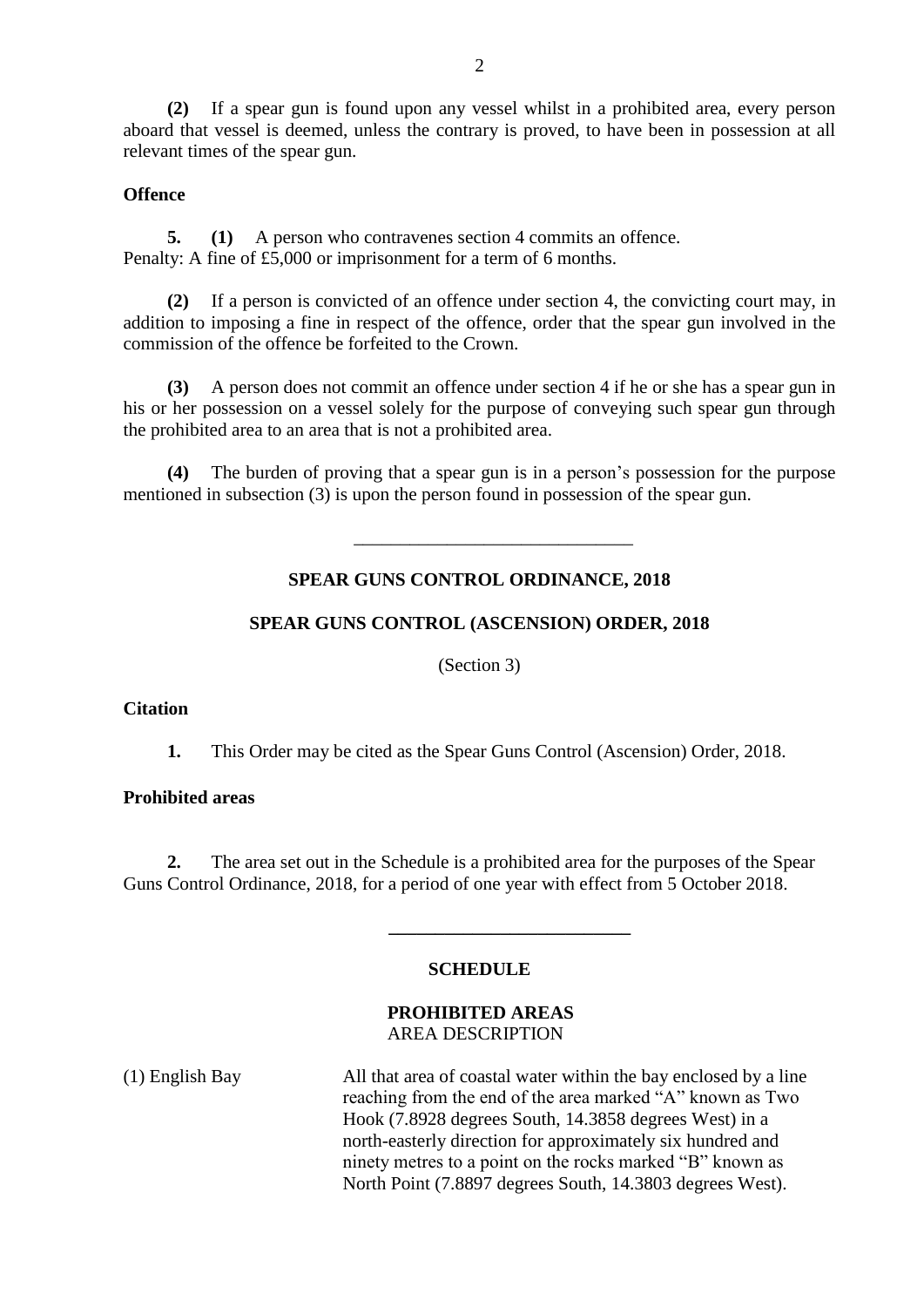**(2)** If a spear gun is found upon any vessel whilst in a prohibited area, every person aboard that vessel is deemed, unless the contrary is proved, to have been in possession at all relevant times of the spear gun.

**Offence**

**5. (1)** A person who contravenes section 4 commits an offence.
Penalty: A fine of £5,000 or imprisonment for a term of 6 months.

**(2)** If a person is convicted of an offence under section 4, the convicting court may, in addition to imposing a fine in respect of the offence, order that the spear gun involved in the commission of the offence be forfeited to the Crown.

**(3)** A person does not commit an offence under section 4 if he or she has a spear gun in his or her possession on a vessel solely for the purpose of conveying such spear gun through the prohibited area to an area that is not a prohibited area.

**(4)** The burden of proving that a spear gun is in a person's possession for the purpose mentioned in subsection (3) is upon the person found in possession of the spear gun.

---

**SPEAR GUNS CONTROL ORDINANCE, 2018**

**SPEAR GUNS CONTROL (ASCENSION) ORDER, 2018**

(Section 3)

**Citation**

**1.** This Order may be cited as the Spear Guns Control (Ascension) Order, 2018.

**Prohibited areas**

**2.** The area set out in the Schedule is a prohibited area for the purposes of the Spear Guns Control Ordinance, 2018, for a period of one year with effect from 5 October 2018.

---

**SCHEDULE**

**PROHIBITED AREAS**
AREA DESCRIPTION

| | |
|---|---|
| (1) English Bay | All that area of coastal water within the bay enclosed by a line reaching from the end of the area marked "A" known as Two Hook (7.8928 degrees South, 14.3858 degrees West) in a north-easterly direction for approximately six hundred and ninety metres to a point on the rocks marked "B" known as North Point (7.8897 degrees South, 14.3803 degrees West). |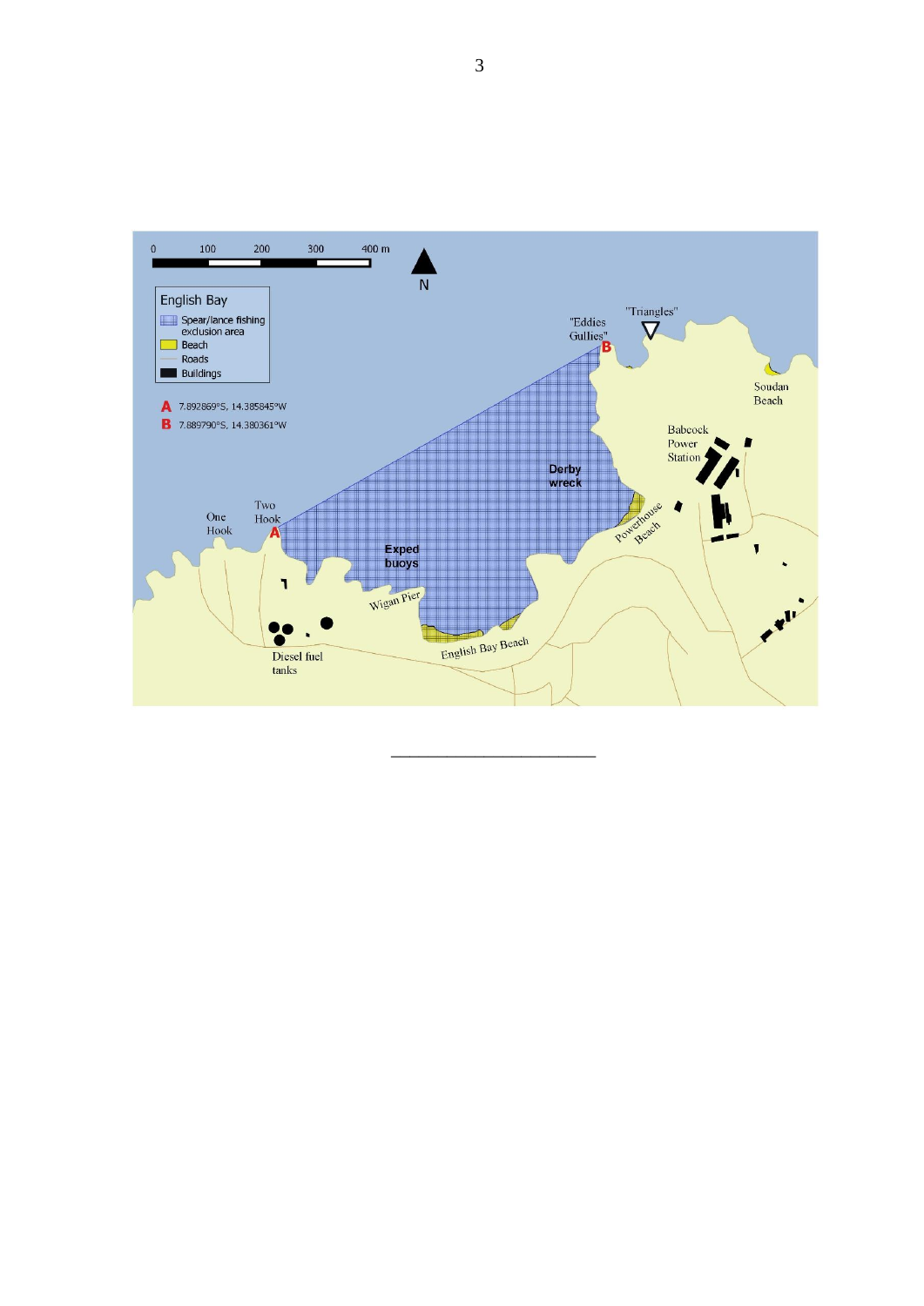English Bay

Spear/lance fishing exclusion area

Beach

Roads

Buildings

A 7.892869°S, 14.385845°W

B 7.889790°S, 14.380361°W

0 100 200 300 400 m

N

"Eddies Gullies"

"Triangles"

Soudan Beach

Babcock Power Station

Derby wreck

Powerhouse Beach

Exped buoys

Wigan Pier

English Bay Beach

One Hook

Two Hook

Diesel fuel tanks

______________________